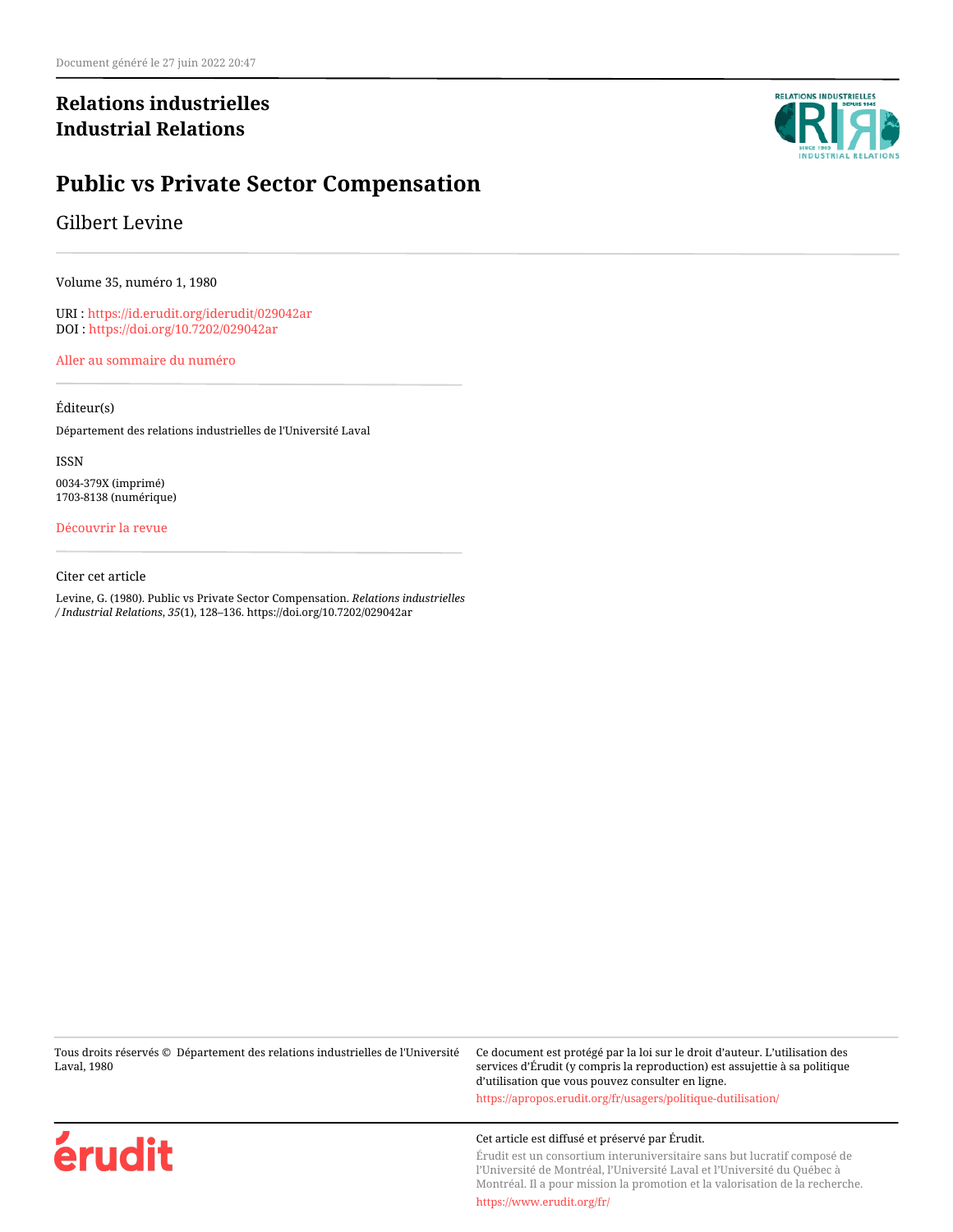Document généré le 27 juin 2022 20:47

**Relations industrielles**
**Industrial Relations**

# Public vs Private Sector Compensation

Gilbert Levine

Volume 35, numéro 1, 1980

URI : https://id.erudit.org/iderudit/029042ar
DOI : https://doi.org/10.7202/029042ar

Aller au sommaire du numéro

Éditeur(s)

Département des relations industrielles de l'Université Laval

ISSN

0034-379X (imprimé)
1703-8138 (numérique)

Découvrir la revue

Citer cet article

Levine, G. (1980). Public vs Private Sector Compensation. *Relations industrielles / Industrial Relations*, *35*(1), 128–136. https://doi.org/10.7202/029042ar

Tous droits réservés © Département des relations industrielles de l'Université Laval, 1980

Ce document est protégé par la loi sur le droit d'auteur. L'utilisation des services d'Érudit (y compris la reproduction) est assujettie à sa politique d'utilisation que vous pouvez consulter en ligne.

https://apropos.erudit.org/fr/usagers/politique-dutilisation/

Cet article est diffusé et préservé par Érudit.

Érudit est un consortium interuniversitaire sans but lucratif composé de l'Université de Montréal, l'Université Laval et l'Université du Québec à Montréal. Il a pour mission la promotion et la valorisation de la recherche.

https://www.erudit.org/fr/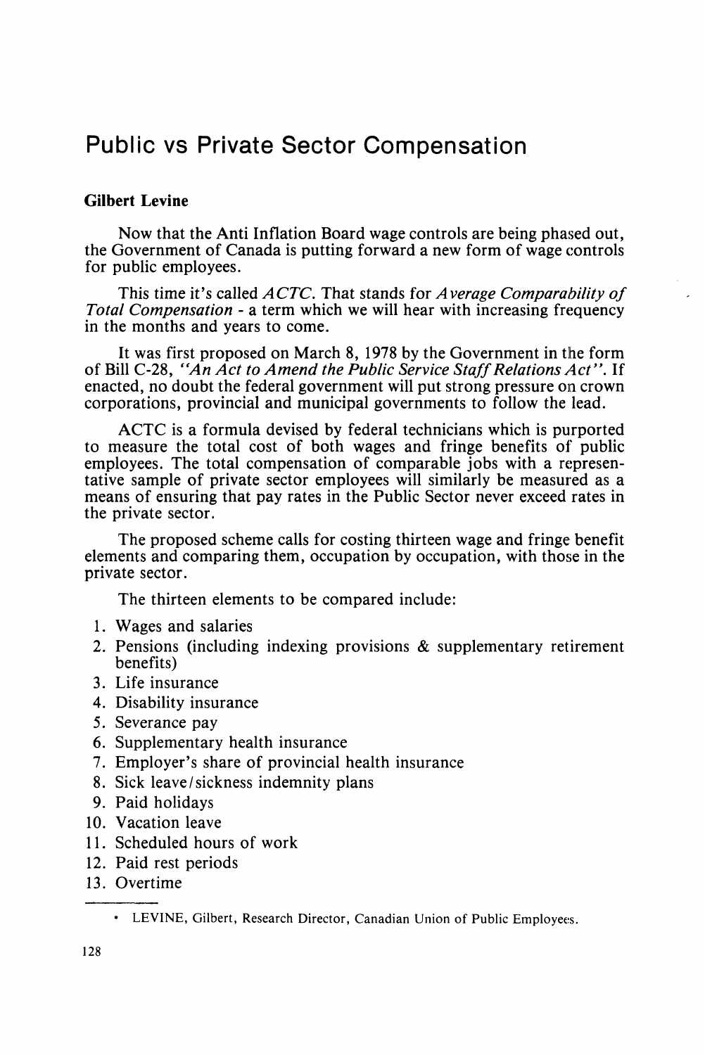# Public vs Private Sector Compensation

**Gilbert Levine**

Now that the Anti Inflation Board wage controls are being phased out, the Government of Canada is putting forward a new form of wage controls for public employees.

This time it's called *ACTC*. That stands for *Average Comparability of Total Compensation* - a term which we will hear with increasing frequency in the months and years to come.

It was first proposed on March 8, 1978 by the Government in the form of Bill C-28, *"An Act to Amend the Public Service Staff Relations Act"*. If enacted, no doubt the federal government will put strong pressure on crown corporations, provincial and municipal governments to follow the lead.

ACTC is a formula devised by federal technicians which is purported to measure the total cost of both wages and fringe benefits of public employees. The total compensation of comparable jobs with a representative sample of private sector employees will similarly be measured as a means of ensuring that pay rates in the Public Sector never exceed rates in the private sector.

The proposed scheme calls for costing thirteen wage and fringe benefit elements and comparing them, occupation by occupation, with those in the private sector.

The thirteen elements to be compared include:

1. Wages and salaries
2. Pensions (including indexing provisions & supplementary retirement benefits)
3. Life insurance
4. Disability insurance
5. Severance pay
6. Supplementary health insurance
7. Employer's share of provincial health insurance
8. Sick leave/sickness indemnity plans
9. Paid holidays
10. Vacation leave
11. Scheduled hours of work
12. Paid rest periods
13. Overtime

---

- LEVINE, Gilbert, Research Director, Canadian Union of Public Employees.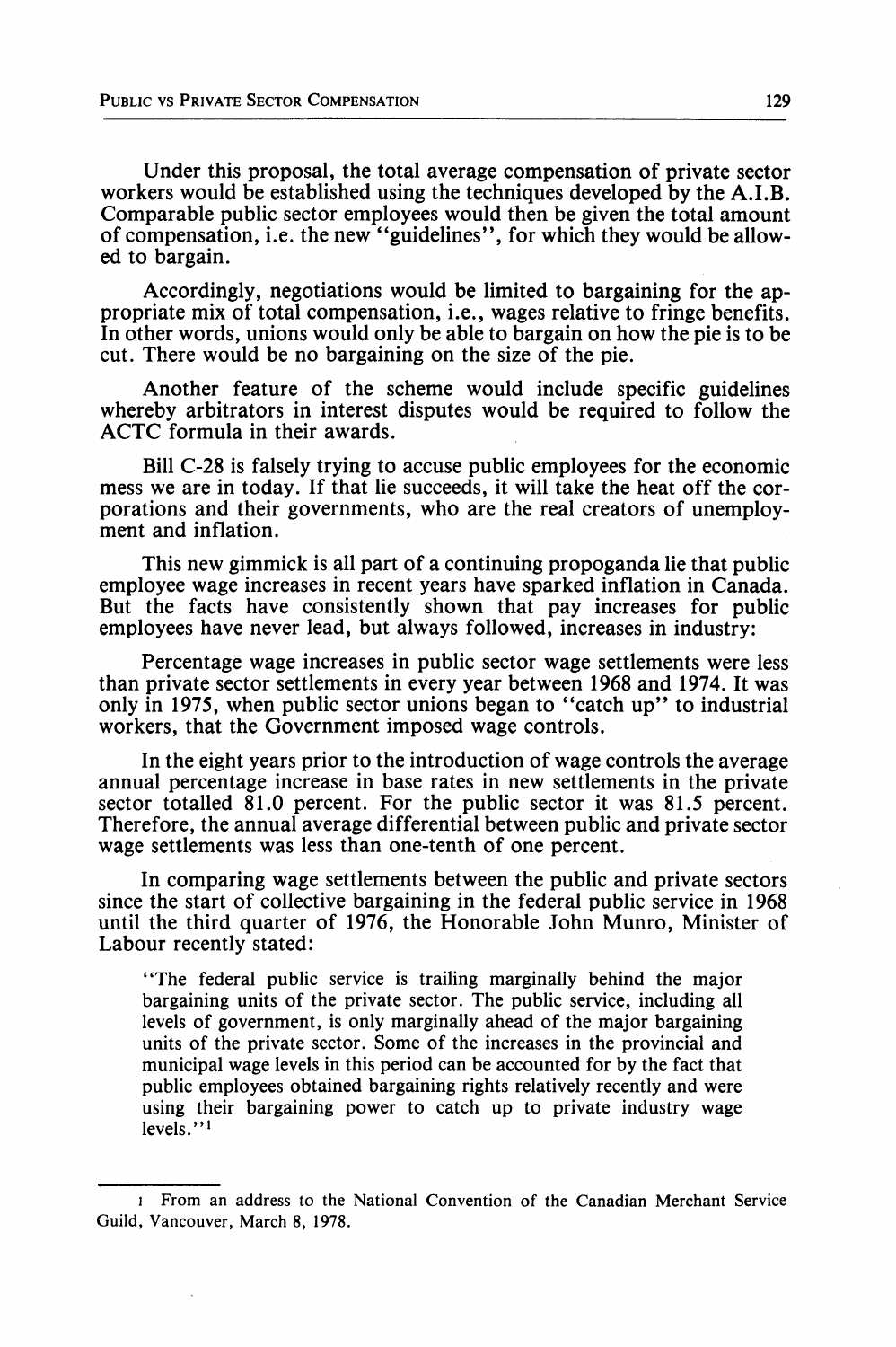Under this proposal, the total average compensation of private sector workers would be established using the techniques developed by the A.I.B. Comparable public sector employees would then be given the total amount of compensation, i.e. the new "guidelines", for which they would be allowed to bargain.

Accordingly, negotiations would be limited to bargaining for the appropriate mix of total compensation, i.e., wages relative to fringe benefits. In other words, unions would only be able to bargain on how the pie is to be cut. There would be no bargaining on the size of the pie.

Another feature of the scheme would include specific guidelines whereby arbitrators in interest disputes would be required to follow the ACTC formula in their awards.

Bill C-28 is falsely trying to accuse public employees for the economic mess we are in today. If that lie succeeds, it will take the heat off the corporations and their governments, who are the real creators of unemployment and inflation.

This new gimmick is all part of a continuing propoganda lie that public employee wage increases in recent years have sparked inflation in Canada. But the facts have consistently shown that pay increases for public employees have never lead, but always followed, increases in industry:

Percentage wage increases in public sector wage settlements were less than private sector settlements in every year between 1968 and 1974. It was only in 1975, when public sector unions began to "catch up" to industrial workers, that the Government imposed wage controls.

In the eight years prior to the introduction of wage controls the average annual percentage increase in base rates in new settlements in the private sector totalled 81.0 percent. For the public sector it was 81.5 percent. Therefore, the annual average differential between public and private sector wage settlements was less than one-tenth of one percent.

In comparing wage settlements between the public and private sectors since the start of collective bargaining in the federal public service in 1968 until the third quarter of 1976, the Honorable John Munro, Minister of Labour recently stated:

> "The federal public service is trailing marginally behind the major bargaining units of the private sector. The public service, including all levels of government, is only marginally ahead of the major bargaining units of the private sector. Some of the increases in the provincial and municipal wage levels in this period can be accounted for by the fact that public employees obtained bargaining rights relatively recently and were using their bargaining power to catch up to private industry wage levels."[1]

---

1 From an address to the National Convention of the Canadian Merchant Service Guild, Vancouver, March 8, 1978.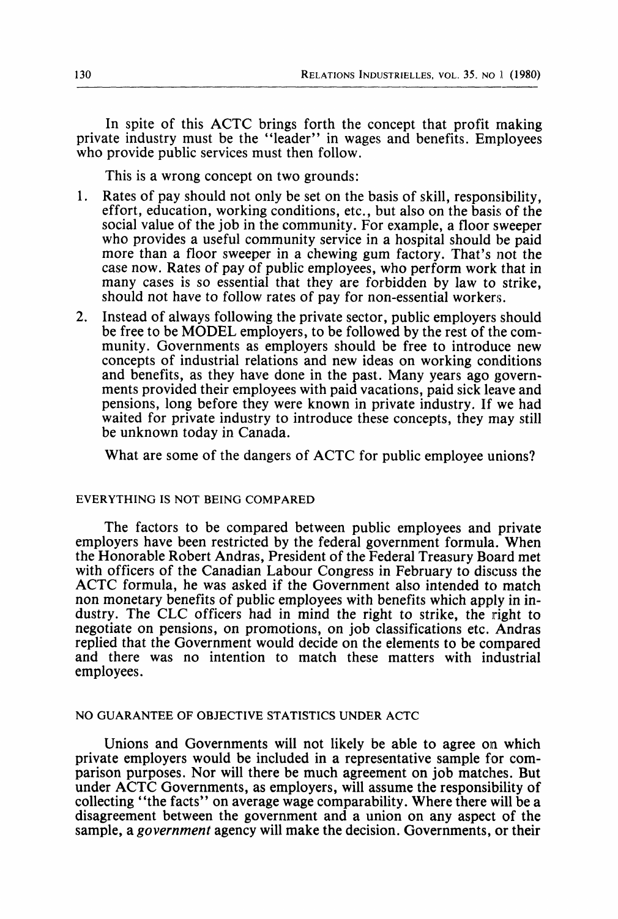In spite of this ACTC brings forth the concept that profit making private industry must be the "leader" in wages and benefits. Employees who provide public services must then follow.

This is a wrong concept on two grounds:

1. Rates of pay should not only be set on the basis of skill, responsibility, effort, education, working conditions, etc., but also on the basis of the social value of the job in the community. For example, a floor sweeper who provides a useful community service in a hospital should be paid more than a floor sweeper in a chewing gum factory. That's not the case now. Rates of pay of public employees, who perform work that in many cases is so essential that they are forbidden by law to strike, should not have to follow rates of pay for non-essential workers.
2. Instead of always following the private sector, public employers should be free to be MODEL employers, to be followed by the rest of the community. Governments as employers should be free to introduce new concepts of industrial relations and new ideas on working conditions and benefits, as they have done in the past. Many years ago governments provided their employees with paid vacations, paid sick leave and pensions, long before they were known in private industry. If we had waited for private industry to introduce these concepts, they may still be unknown today in Canada.

What are some of the dangers of ACTC for public employee unions?

## EVERYTHING IS NOT BEING COMPARED

The factors to be compared between public employees and private employers have been restricted by the federal government formula. When the Honorable Robert Andras, President of the Federal Treasury Board met with officers of the Canadian Labour Congress in February to discuss the ACTC formula, he was asked if the Government also intended to match non monetary benefits of public employees with benefits which apply in industry. The CLC officers had in mind the right to strike, the right to negotiate on pensions, on promotions, on job classifications etc. Andras replied that the Government would decide on the elements to be compared and there was no intention to match these matters with industrial employees.

## NO GUARANTEE OF OBJECTIVE STATISTICS UNDER ACTC

Unions and Governments will not likely be able to agree on which private employers would be included in a representative sample for comparison purposes. Nor will there be much agreement on job matches. But under ACTC Governments, as employers, will assume the responsibility of collecting "the facts" on average wage comparability. Where there will be a disagreement between the government and a union on any aspect of the sample, a *government* agency will make the decision. Governments, or their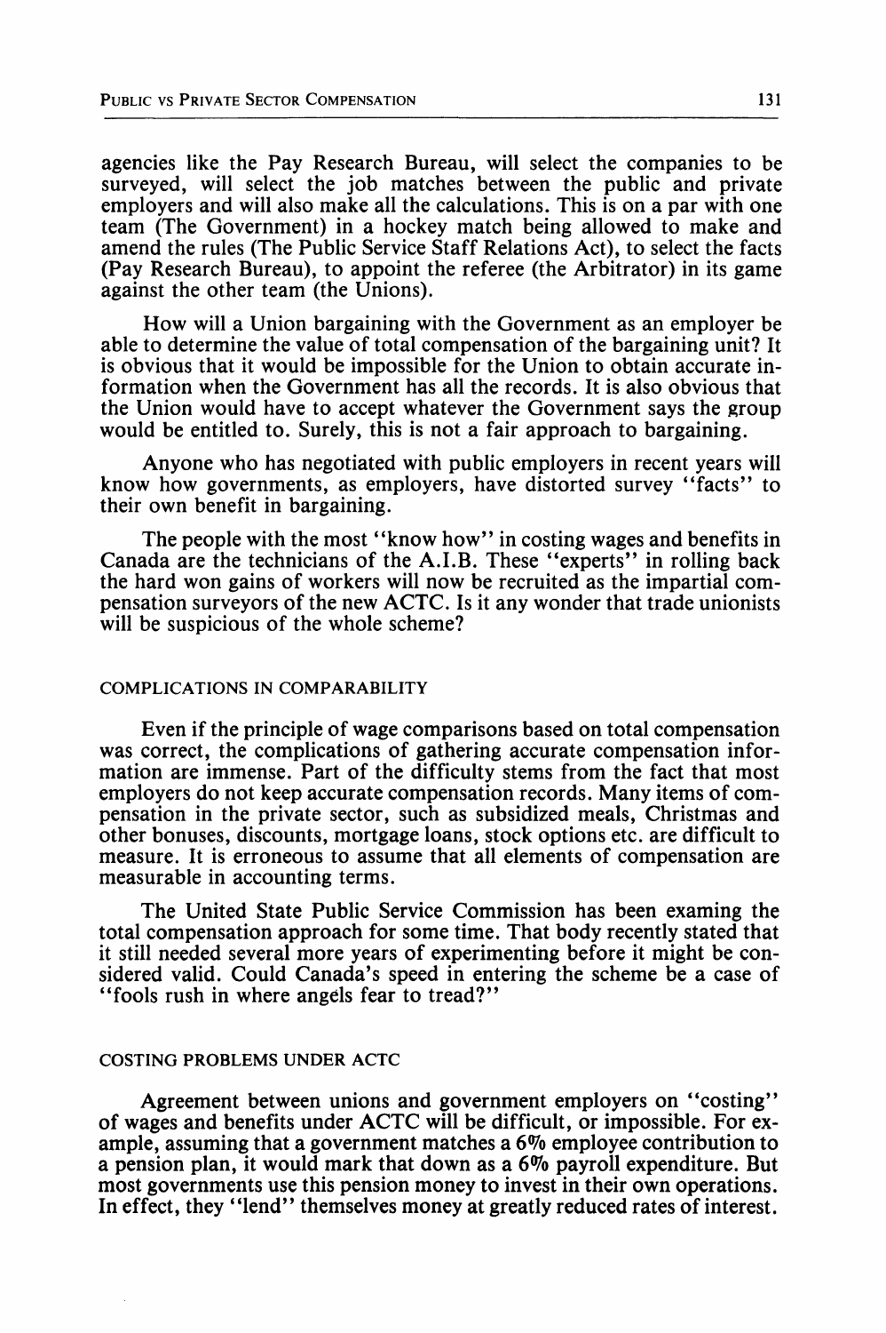agencies like the Pay Research Bureau, will select the companies to be surveyed, will select the job matches between the public and private employers and will also make all the calculations. This is on a par with one team (The Government) in a hockey match being allowed to make and amend the rules (The Public Service Staff Relations Act), to select the facts (Pay Research Bureau), to appoint the referee (the Arbitrator) in its game against the other team (the Unions).

How will a Union bargaining with the Government as an employer be able to determine the value of total compensation of the bargaining unit? It is obvious that it would be impossible for the Union to obtain accurate information when the Government has all the records. It is also obvious that the Union would have to accept whatever the Government says the group would be entitled to. Surely, this is not a fair approach to bargaining.

Anyone who has negotiated with public employers in recent years will know how governments, as employers, have distorted survey "facts" to their own benefit in bargaining.

The people with the most "know how" in costing wages and benefits in Canada are the technicians of the A.I.B. These "experts" in rolling back the hard won gains of workers will now be recruited as the impartial compensation surveyors of the new ACTC. Is it any wonder that trade unionists will be suspicious of the whole scheme?

## COMPLICATIONS IN COMPARABILITY

Even if the principle of wage comparisons based on total compensation was correct, the complications of gathering accurate compensation information are immense. Part of the difficulty stems from the fact that most employers do not keep accurate compensation records. Many items of compensation in the private sector, such as subsidized meals, Christmas and other bonuses, discounts, mortgage loans, stock options etc. are difficult to measure. It is erroneous to assume that all elements of compensation are measurable in accounting terms.

The United State Public Service Commission has been examing the total compensation approach for some time. That body recently stated that it still needed several more years of experimenting before it might be considered valid. Could Canada's speed in entering the scheme be a case of "fools rush in where angels fear to tread?"

## COSTING PROBLEMS UNDER ACTC

Agreement between unions and government employers on "costing" of wages and benefits under ACTC will be difficult, or impossible. For example, assuming that a government matches a 6% employee contribution to a pension plan, it would mark that down as a 6% payroll expenditure. But most governments use this pension money to invest in their own operations. In effect, they "lend" themselves money at greatly reduced rates of interest.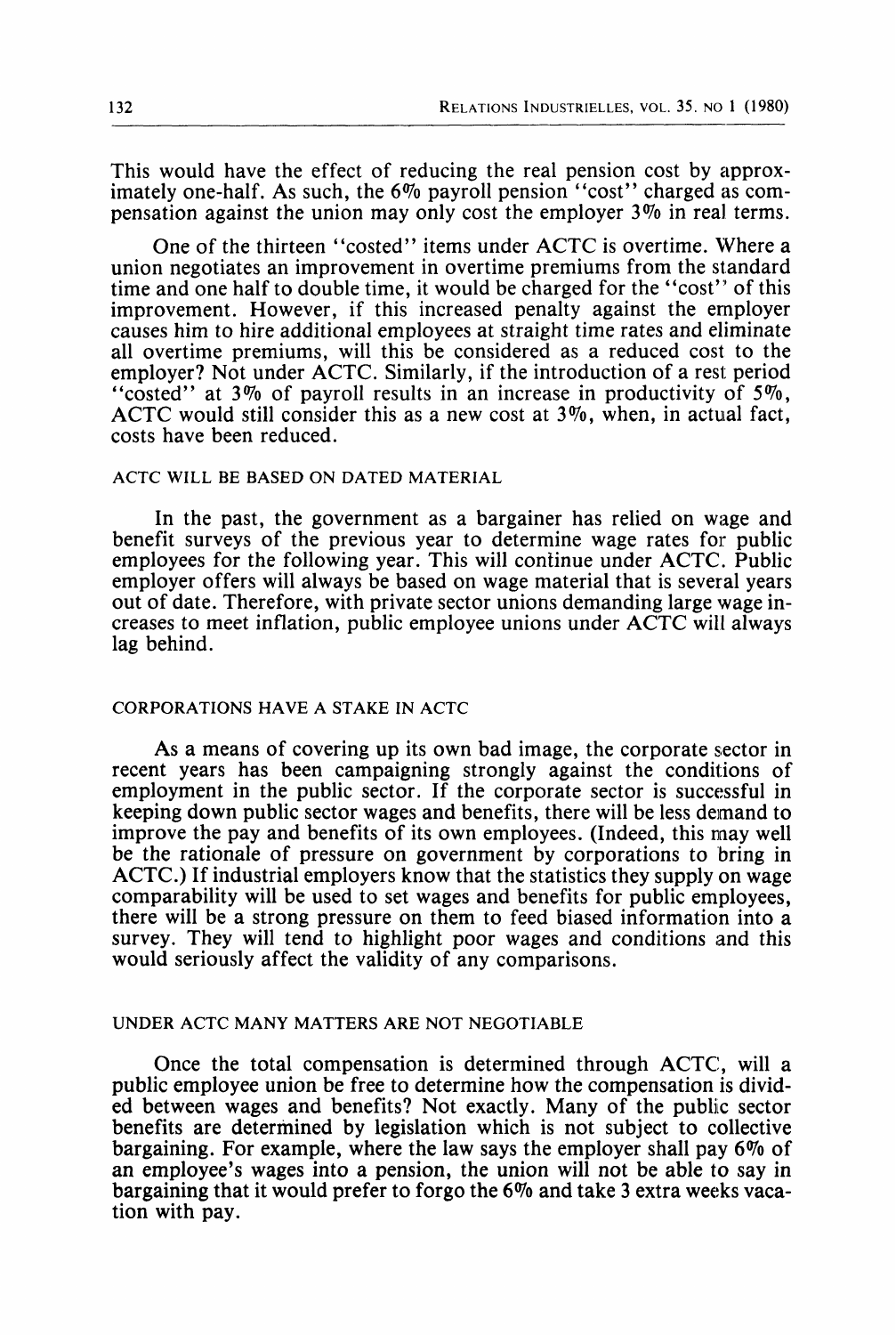This would have the effect of reducing the real pension cost by approximately one-half. As such, the 6% payroll pension "cost" charged as compensation against the union may only cost the employer 3% in real terms.

One of the thirteen "costed" items under ACTC is overtime. Where a union negotiates an improvement in overtime premiums from the standard time and one half to double time, it would be charged for the "cost" of this improvement. However, if this increased penalty against the employer causes him to hire additional employees at straight time rates and eliminate all overtime premiums, will this be considered as a reduced cost to the employer? Not under ACTC. Similarly, if the introduction of a rest period "costed" at 3% of payroll results in an increase in productivity of 5%, ACTC would still consider this as a new cost at 3%, when, in actual fact, costs have been reduced.

### ACTC WILL BE BASED ON DATED MATERIAL

In the past, the government as a bargainer has relied on wage and benefit surveys of the previous year to determine wage rates for public employees for the following year. This will continue under ACTC. Public employer offers will always be based on wage material that is several years out of date. Therefore, with private sector unions demanding large wage increases to meet inflation, public employee unions under ACTC will always lag behind.

### CORPORATIONS HAVE A STAKE IN ACTC

As a means of covering up its own bad image, the corporate sector in recent years has been campaigning strongly against the conditions of employment in the public sector. If the corporate sector is successful in keeping down public sector wages and benefits, there will be less demand to improve the pay and benefits of its own employees. (Indeed, this may well be the rationale of pressure on government by corporations to bring in ACTC.) If industrial employers know that the statistics they supply on wage comparability will be used to set wages and benefits for public employees, there will be a strong pressure on them to feed biased information into a survey. They will tend to highlight poor wages and conditions and this would seriously affect the validity of any comparisons.

### UNDER ACTC MANY MATTERS ARE NOT NEGOTIABLE

Once the total compensation is determined through ACTC, will a public employee union be free to determine how the compensation is divided between wages and benefits? Not exactly. Many of the public sector benefits are determined by legislation which is not subject to collective bargaining. For example, where the law says the employer shall pay 6% of an employee's wages into a pension, the union will not be able to say in bargaining that it would prefer to forgo the 6% and take 3 extra weeks vacation with pay.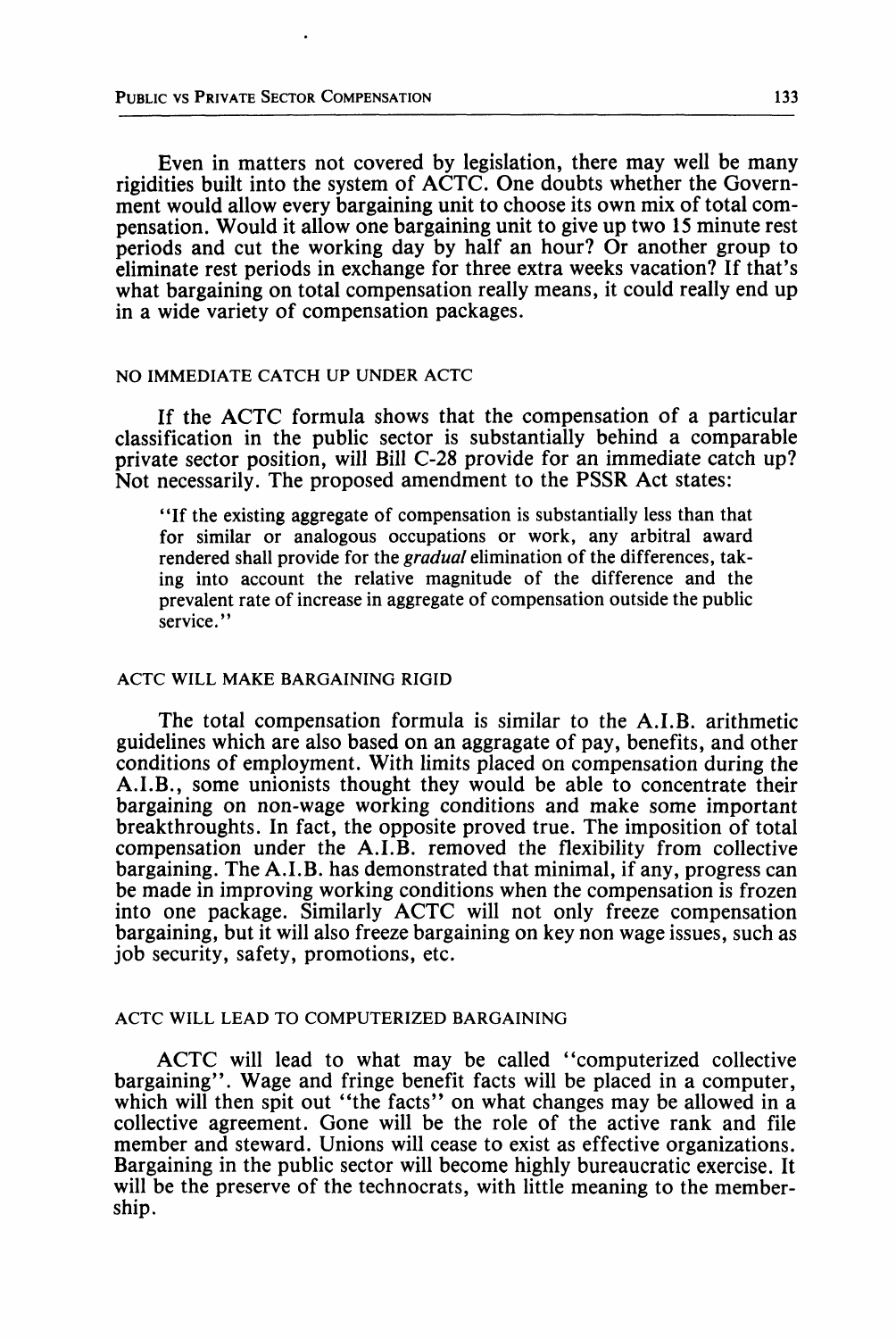Even in matters not covered by legislation, there may well be many rigidities built into the system of ACTC. One doubts whether the Government would allow every bargaining unit to choose its own mix of total compensation. Would it allow one bargaining unit to give up two 15 minute rest periods and cut the working day by half an hour? Or another group to eliminate rest periods in exchange for three extra weeks vacation? If that's what bargaining on total compensation really means, it could really end up in a wide variety of compensation packages.

## NO IMMEDIATE CATCH UP UNDER ACTC

If the ACTC formula shows that the compensation of a particular classification in the public sector is substantially behind a comparable private sector position, will Bill C-28 provide for an immediate catch up? Not necessarily. The proposed amendment to the PSSR Act states:

> "If the existing aggregate of compensation is substantially less than that for similar or analogous occupations or work, any arbitral award rendered shall provide for the *gradual* elimination of the differences, taking into account the relative magnitude of the difference and the prevalent rate of increase in aggregate of compensation outside the public service."

## ACTC WILL MAKE BARGAINING RIGID

The total compensation formula is similar to the A.I.B. arithmetic guidelines which are also based on an aggragate of pay, benefits, and other conditions of employment. With limits placed on compensation during the A.I.B., some unionists thought they would be able to concentrate their bargaining on non-wage working conditions and make some important breakthroughts. In fact, the opposite proved true. The imposition of total compensation under the A.I.B. removed the flexibility from collective bargaining. The A.I.B. has demonstrated that minimal, if any, progress can be made in improving working conditions when the compensation is frozen into one package. Similarly ACTC will not only freeze compensation bargaining, but it will also freeze bargaining on key non wage issues, such as job security, safety, promotions, etc.

## ACTC WILL LEAD TO COMPUTERIZED BARGAINING

ACTC will lead to what may be called "computerized collective bargaining". Wage and fringe benefit facts will be placed in a computer, which will then spit out "the facts" on what changes may be allowed in a collective agreement. Gone will be the role of the active rank and file member and steward. Unions will cease to exist as effective organizations. Bargaining in the public sector will become highly bureaucratic exercise. It will be the preserve of the technocrats, with little meaning to the membership.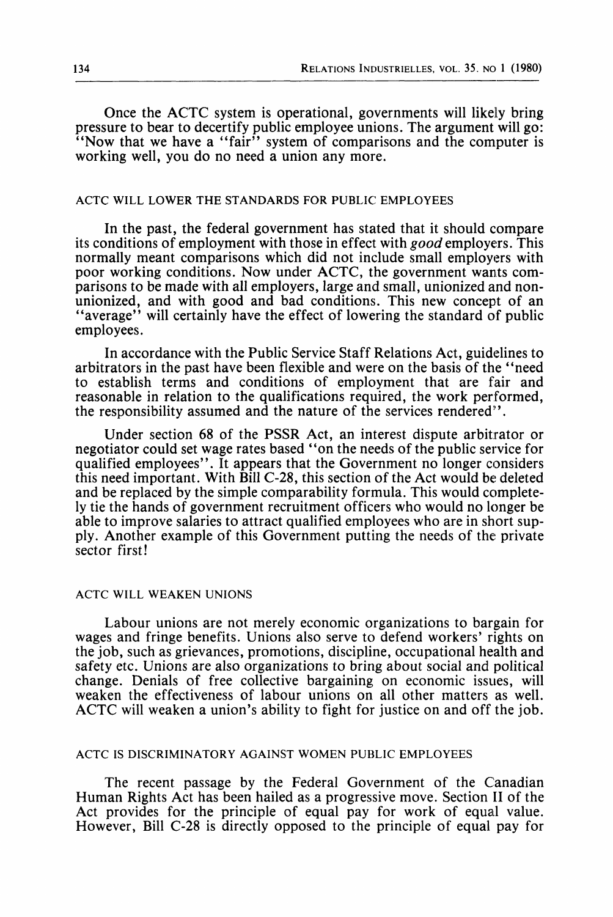Once the ACTC system is operational, governments will likely bring pressure to bear to decertify public employee unions. The argument will go: "Now that we have a "fair" system of comparisons and the computer is working well, you do no need a union any more.

## ACTC WILL LOWER THE STANDARDS FOR PUBLIC EMPLOYEES

In the past, the federal government has stated that it should compare its conditions of employment with those in effect with *good* employers. This normally meant comparisons which did not include small employers with poor working conditions. Now under ACTC, the government wants comparisons to be made with all employers, large and small, unionized and non-unionized, and with good and bad conditions. This new concept of an "average" will certainly have the effect of lowering the standard of public employees.

In accordance with the Public Service Staff Relations Act, guidelines to arbitrators in the past have been flexible and were on the basis of the "need to establish terms and conditions of employment that are fair and reasonable in relation to the qualifications required, the work performed, the responsibility assumed and the nature of the services rendered".

Under section 68 of the PSSR Act, an interest dispute arbitrator or negotiator could set wage rates based "on the needs of the public service for qualified employees". It appears that the Government no longer considers this need important. With Bill C-28, this section of the Act would be deleted and be replaced by the simple comparability formula. This would completely tie the hands of government recruitment officers who would no longer be able to improve salaries to attract qualified employees who are in short supply. Another example of this Government putting the needs of the private sector first!

## ACTC WILL WEAKEN UNIONS

Labour unions are not merely economic organizations to bargain for wages and fringe benefits. Unions also serve to defend workers' rights on the job, such as grievances, promotions, discipline, occupational health and safety etc. Unions are also organizations to bring about social and political change. Denials of free collective bargaining on economic issues, will weaken the effectiveness of labour unions on all other matters as well. ACTC will weaken a union's ability to fight for justice on and off the job.

## ACTC IS DISCRIMINATORY AGAINST WOMEN PUBLIC EMPLOYEES

The recent passage by the Federal Government of the Canadian Human Rights Act has been hailed as a progressive move. Section II of the Act provides for the principle of equal pay for work of equal value. However, Bill C-28 is directly opposed to the principle of equal pay for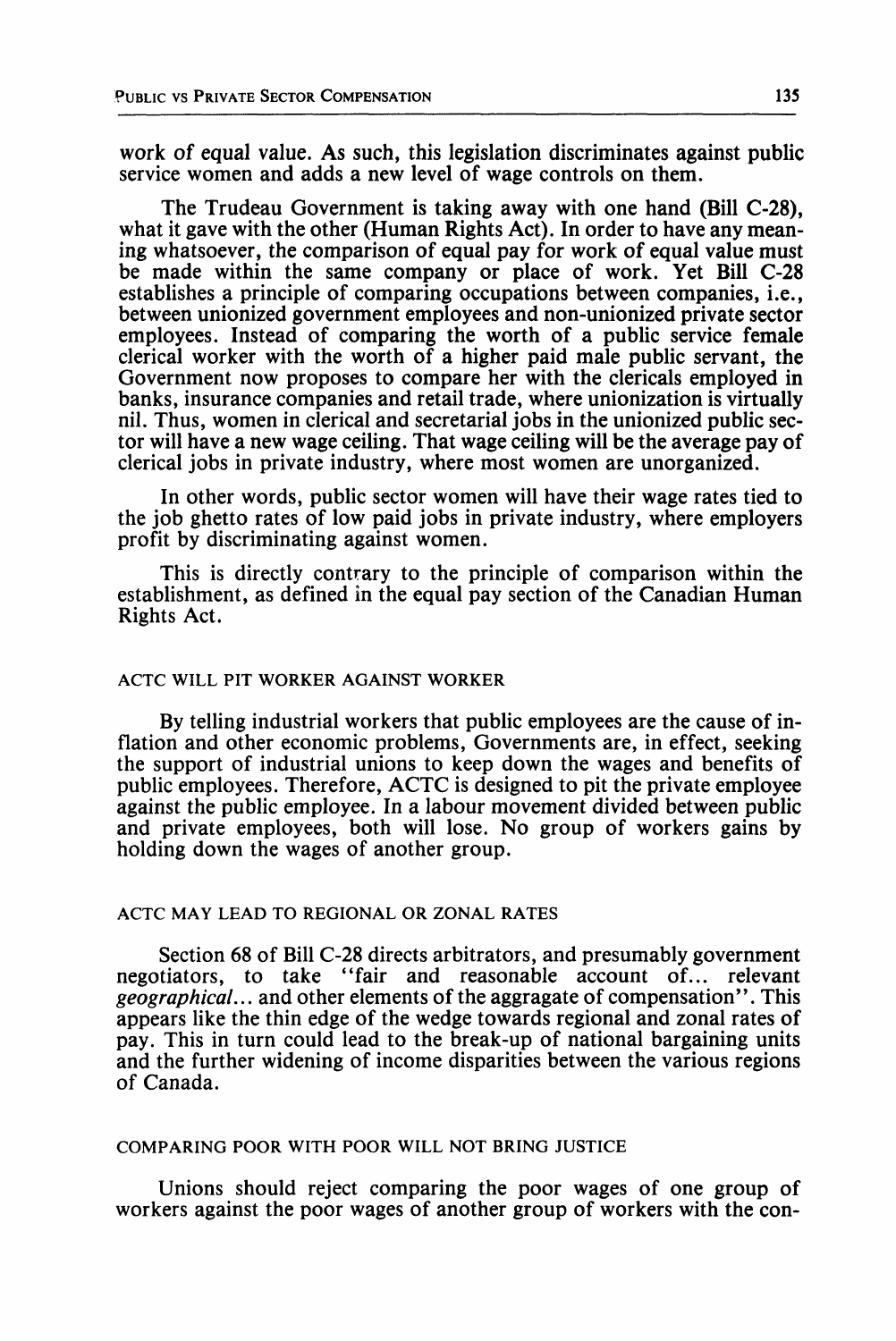work of equal value. As such, this legislation discriminates against public service women and adds a new level of wage controls on them.

The Trudeau Government is taking away with one hand (Bill C-28), what it gave with the other (Human Rights Act). In order to have any meaning whatsoever, the comparison of equal pay for work of equal value must be made within the same company or place of work. Yet Bill C-28 establishes a principle of comparing occupations between companies, i.e., between unionized government employees and non-unionized private sector employees. Instead of comparing the worth of a public service female clerical worker with the worth of a higher paid male public servant, the Government now proposes to compare her with the clericals employed in banks, insurance companies and retail trade, where unionization is virtually nil. Thus, women in clerical and secretarial jobs in the unionized public sector will have a new wage ceiling. That wage ceiling will be the average pay of clerical jobs in private industry, where most women are unorganized.

In other words, public sector women will have their wage rates tied to the job ghetto rates of low paid jobs in private industry, where employers profit by discriminating against women.

This is directly contrary to the principle of comparison within the establishment, as defined in the equal pay section of the Canadian Human Rights Act.

## ACTC WILL PIT WORKER AGAINST WORKER

By telling industrial workers that public employees are the cause of inflation and other economic problems, Governments are, in effect, seeking the support of industrial unions to keep down the wages and benefits of public employees. Therefore, ACTC is designed to pit the private employee against the public employee. In a labour movement divided between public and private employees, both will lose. No group of workers gains by holding down the wages of another group.

## ACTC MAY LEAD TO REGIONAL OR ZONAL RATES

Section 68 of Bill C-28 directs arbitrators, and presumably government negotiators, to take "fair and reasonable account of... relevant *geographical*... and other elements of the aggragate of compensation". This appears like the thin edge of the wedge towards regional and zonal rates of pay. This in turn could lead to the break-up of national bargaining units and the further widening of income disparities between the various regions of Canada.

## COMPARING POOR WITH POOR WILL NOT BRING JUSTICE

Unions should reject comparing the poor wages of one group of workers against the poor wages of another group of workers with the con-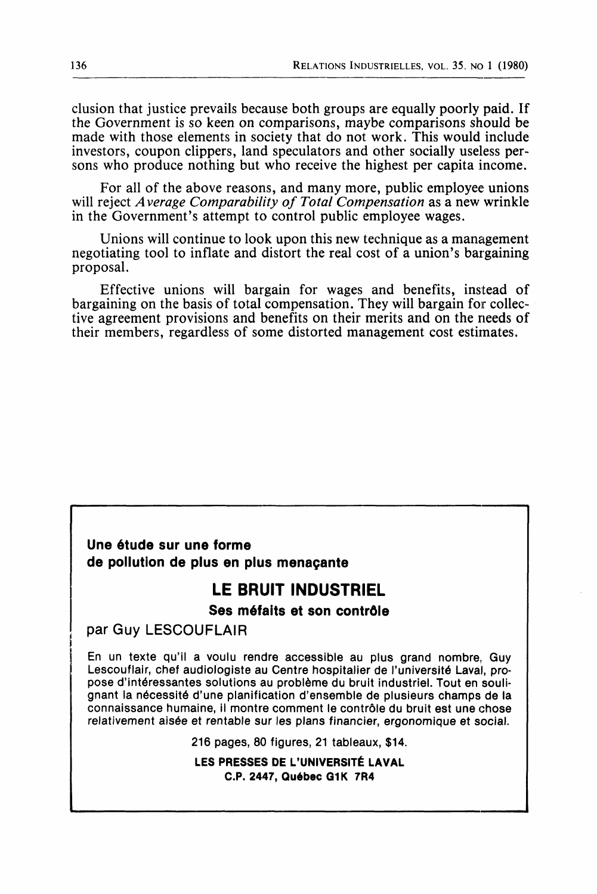clusion that justice prevails because both groups are equally poorly paid. If the Government is so keen on comparisons, maybe comparisons should be made with those elements in society that do not work. This would include investors, coupon clippers, land speculators and other socially useless persons who produce nothing but who receive the highest per capita income.

For all of the above reasons, and many more, public employee unions will reject *Average Comparability of Total Compensation* as a new wrinkle in the Government's attempt to control public employee wages.

Unions will continue to look upon this new technique as a management negotiating tool to inflate and distort the real cost of a union's bargaining proposal.

Effective unions will bargain for wages and benefits, instead of bargaining on the basis of total compensation. They will bargain for collective agreement provisions and benefits on their merits and on the needs of their members, regardless of some distorted management cost estimates.

---

**Une étude sur une forme de pollution de plus en plus menaçante**

## LE BRUIT INDUSTRIEL

**Ses méfaits et son contrôle**

par Guy LESCOUFLAIR

En un texte qu'il a voulu rendre accessible au plus grand nombre, Guy Lescouflair, chef audiologiste au Centre hospitalier de l'université Laval, propose d'intéressantes solutions au problème du bruit industriel. Tout en soulignant la nécessité d'une planification d'ensemble de plusieurs champs de la connaissance humaine, il montre comment le contrôle du bruit est une chose relativement aisée et rentable sur les plans financier, ergonomique et social.

216 pages, 80 figures, 21 tableaux, $14.

**LES PRESSES DE L'UNIVERSITÉ LAVAL**
**C.P. 2447, Québec G1K 7R4**